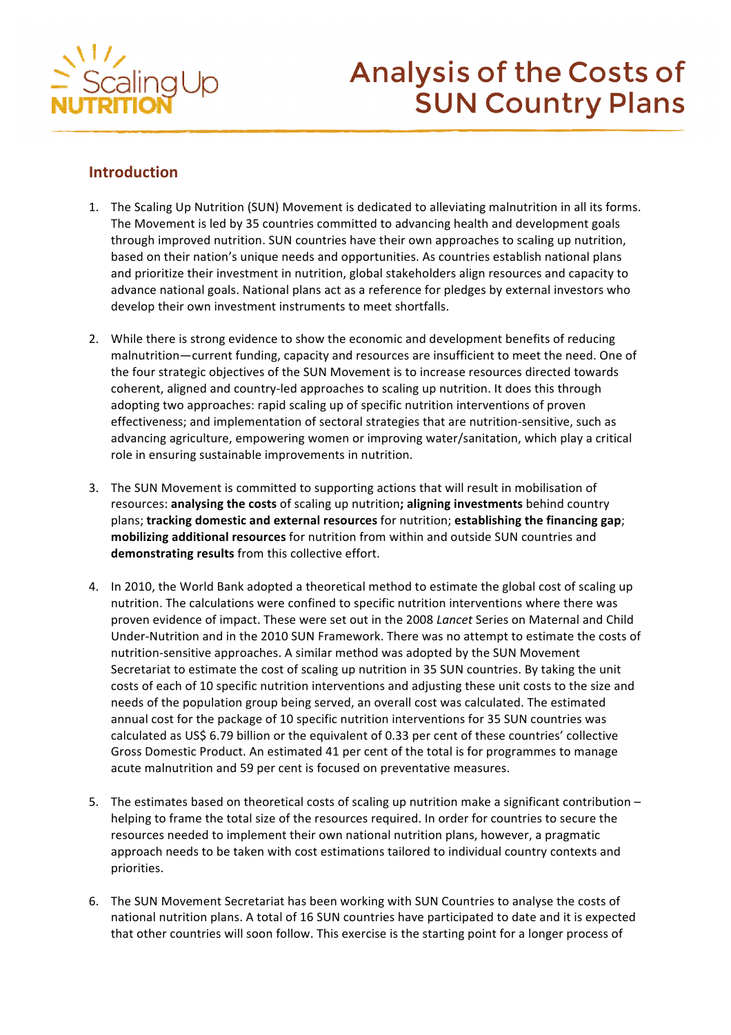# Analysis of the Costs of SUN Country Plans

## Introduction

1. The Scaling Up Nutrition (SUN) Movement is dedicated to alleviating malnutrition in all its forms. The Movement is led by 35 countries committed to advancing health and development goals through improved nutrition. SUN countries have their own approaches to scaling up nutrition, based on their nation's unique needs and opportunities. As countries establish national plans and prioritize their investment in nutrition, global stakeholders align resources and capacity to advance national goals. National plans act as a reference for pledges by external investors who develop their own investment instruments to meet shortfalls.

2. While there is strong evidence to show the economic and development benefits of reducing malnutrition—current funding, capacity and resources are insufficient to meet the need. One of the four strategic objectives of the SUN Movement is to increase resources directed towards coherent, aligned and country-led approaches to scaling up nutrition. It does this through adopting two approaches: rapid scaling up of specific nutrition interventions of proven effectiveness; and implementation of sectoral strategies that are nutrition-sensitive, such as advancing agriculture, empowering women or improving water/sanitation, which play a critical role in ensuring sustainable improvements in nutrition.

3. The SUN Movement is committed to supporting actions that will result in mobilisation of resources: **analysing the costs** of scaling up nutrition**; aligning investments** behind country plans; **tracking domestic and external resources** for nutrition; **establishing the financing gap**; **mobilizing additional resources** for nutrition from within and outside SUN countries and **demonstrating results** from this collective effort.

4. In 2010, the World Bank adopted a theoretical method to estimate the global cost of scaling up nutrition. The calculations were confined to specific nutrition interventions where there was proven evidence of impact. These were set out in the 2008 *Lancet* Series on Maternal and Child Under-Nutrition and in the 2010 SUN Framework. There was no attempt to estimate the costs of nutrition-sensitive approaches. A similar method was adopted by the SUN Movement Secretariat to estimate the cost of scaling up nutrition in 35 SUN countries. By taking the unit costs of each of 10 specific nutrition interventions and adjusting these unit costs to the size and needs of the population group being served, an overall cost was calculated. The estimated annual cost for the package of 10 specific nutrition interventions for 35 SUN countries was calculated as US$ 6.79 billion or the equivalent of 0.33 per cent of these countries' collective Gross Domestic Product. An estimated 41 per cent of the total is for programmes to manage acute malnutrition and 59 per cent is focused on preventative measures.

5. The estimates based on theoretical costs of scaling up nutrition make a significant contribution – helping to frame the total size of the resources required. In order for countries to secure the resources needed to implement their own national nutrition plans, however, a pragmatic approach needs to be taken with cost estimations tailored to individual country contexts and priorities.

6. The SUN Movement Secretariat has been working with SUN Countries to analyse the costs of national nutrition plans. A total of 16 SUN countries have participated to date and it is expected that other countries will soon follow. This exercise is the starting point for a longer process of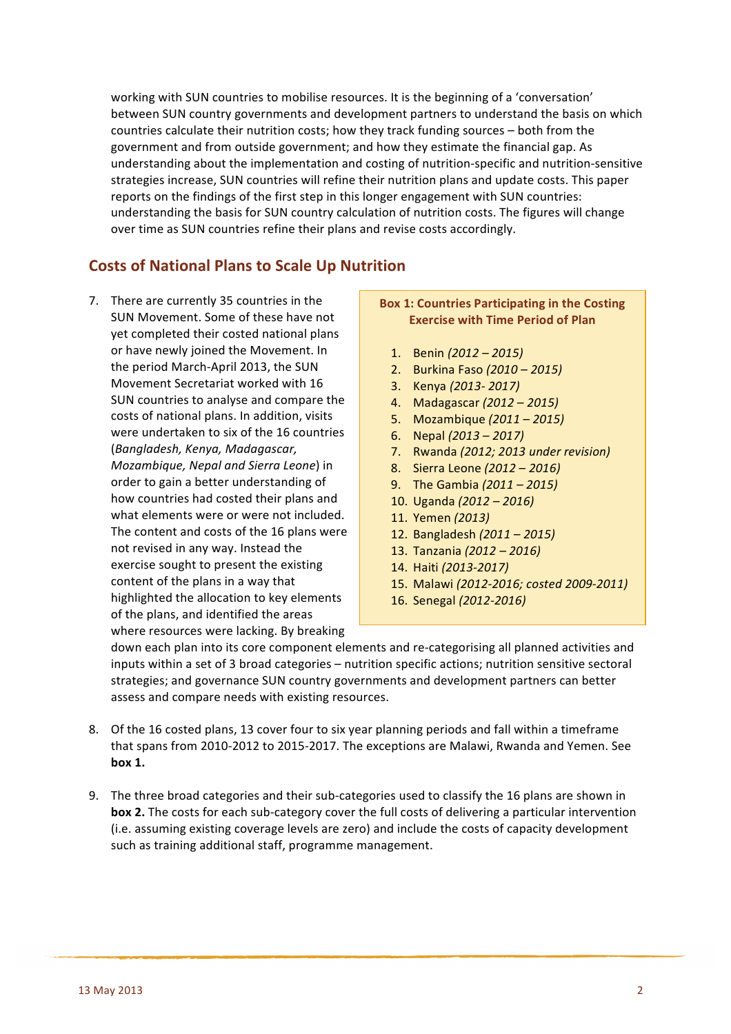working with SUN countries to mobilise resources. It is the beginning of a 'conversation' between SUN country governments and development partners to understand the basis on which countries calculate their nutrition costs; how they track funding sources – both from the government and from outside government; and how they estimate the financial gap. As understanding about the implementation and costing of nutrition-specific and nutrition-sensitive strategies increase, SUN countries will refine their nutrition plans and update costs. This paper reports on the findings of the first step in this longer engagement with SUN countries: understanding the basis for SUN country calculation of nutrition costs. The figures will change over time as SUN countries refine their plans and revise costs accordingly.

## Costs of National Plans to Scale Up Nutrition

7. There are currently 35 countries in the SUN Movement. Some of these have not yet completed their costed national plans or have newly joined the Movement. In the period March-April 2013, the SUN Movement Secretariat worked with 16 SUN countries to analyse and compare the costs of national plans. In addition, visits were undertaken to six of the 16 countries (*Bangladesh, Kenya, Madagascar, Mozambique, Nepal and Sierra Leone*) in order to gain a better understanding of how countries had costed their plans and what elements were or were not included. The content and costs of the 16 plans were not revised in any way. Instead the exercise sought to present the existing content of the plans in a way that highlighted the allocation to key elements of the plans, and identified the areas where resources were lacking. By breaking down each plan into its core component elements and re-categorising all planned activities and inputs within a set of 3 broad categories – nutrition specific actions; nutrition sensitive sectoral strategies; and governance SUN country governments and development partners can better assess and compare needs with existing resources.

> **Box 1: Countries Participating in the Costing Exercise with Time Period of Plan**
>
> 1. Benin *(2012 – 2015)*
> 2. Burkina Faso *(2010 – 2015)*
> 3. Kenya *(2013- 2017)*
> 4. Madagascar *(2012 – 2015)*
> 5. Mozambique *(2011 – 2015)*
> 6. Nepal *(2013 – 2017)*
> 7. Rwanda *(2012; 2013 under revision)*
> 8. Sierra Leone *(2012 – 2016)*
> 9. The Gambia *(2011 – 2015)*
> 10. Uganda *(2012 – 2016)*
> 11. Yemen *(2013)*
> 12. Bangladesh *(2011 – 2015)*
> 13. Tanzania *(2012 – 2016)*
> 14. Haiti *(2013-2017)*
> 15. Malawi *(2012-2016; costed 2009-2011)*
> 16. Senegal *(2012-2016)*

8. Of the 16 costed plans, 13 cover four to six year planning periods and fall within a timeframe that spans from 2010-2012 to 2015-2017. The exceptions are Malawi, Rwanda and Yemen. See **box 1.**

9. The three broad categories and their sub-categories used to classify the 16 plans are shown in **box 2.** The costs for each sub-category cover the full costs of delivering a particular intervention (i.e. assuming existing coverage levels are zero) and include the costs of capacity development such as training additional staff, programme management.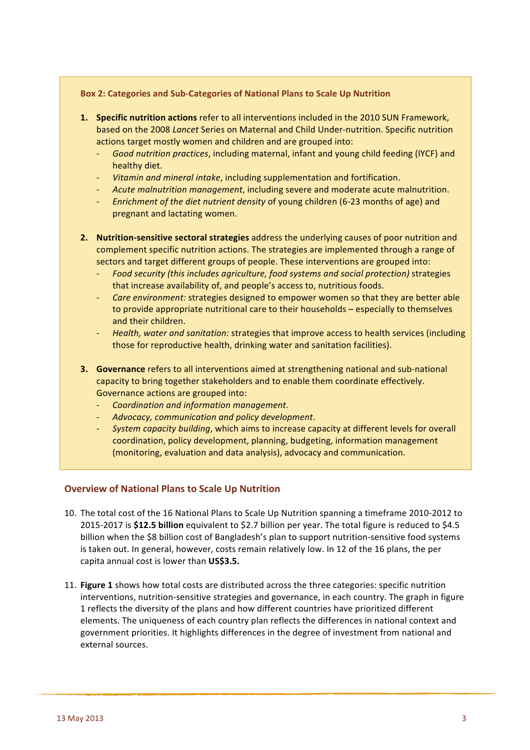**Box 2: Categories and Sub-Categories of National Plans to Scale Up Nutrition**

1. **Specific nutrition actions** refer to all interventions included in the 2010 SUN Framework, based on the 2008 *Lancet* Series on Maternal and Child Under-nutrition. Specific nutrition actions target mostly women and children and are grouped into:
   - *Good nutrition practices*, including maternal, infant and young child feeding (IYCF) and healthy diet.
   - *Vitamin and mineral intake*, including supplementation and fortification.
   - *Acute malnutrition management*, including severe and moderate acute malnutrition.
   - *Enrichment of the diet nutrient density* of young children (6-23 months of age) and pregnant and lactating women.

2. **Nutrition-sensitive sectoral strategies** address the underlying causes of poor nutrition and complement specific nutrition actions. The strategies are implemented through a range of sectors and target different groups of people. These interventions are grouped into:
   - *Food security (this includes agriculture, food systems and social protection)* strategies that increase availability of, and people's access to, nutritious foods.
   - *Care environment:* strategies designed to empower women so that they are better able to provide appropriate nutritional care to their households – especially to themselves and their children.
   - *Health, water and sanitation:* strategies that improve access to health services (including those for reproductive health, drinking water and sanitation facilities).

3. **Governance** refers to all interventions aimed at strengthening national and sub-national capacity to bring together stakeholders and to enable them coordinate effectively. Governance actions are grouped into:
   - *Coordination and information management*.
   - *Advocacy, communication and policy development*.
   - *System capacity building*, which aims to increase capacity at different levels for overall coordination, policy development, planning, budgeting, information management (monitoring, evaluation and data analysis), advocacy and communication.

## Overview of National Plans to Scale Up Nutrition

10. The total cost of the 16 National Plans to Scale Up Nutrition spanning a timeframe 2010-2012 to 2015-2017 is **$12.5 billion** equivalent to $2.7 billion per year. The total figure is reduced to $4.5 billion when the $8 billion cost of Bangladesh's plan to support nutrition-sensitive food systems is taken out. In general, however, costs remain relatively low. In 12 of the 16 plans, the per capita annual cost is lower than **US$3.5.**

11. **Figure 1** shows how total costs are distributed across the three categories: specific nutrition interventions, nutrition-sensitive strategies and governance, in each country. The graph in figure 1 reflects the diversity of the plans and how different countries have prioritized different elements. The uniqueness of each country plan reflects the differences in national context and government priorities. It highlights differences in the degree of investment from national and external sources.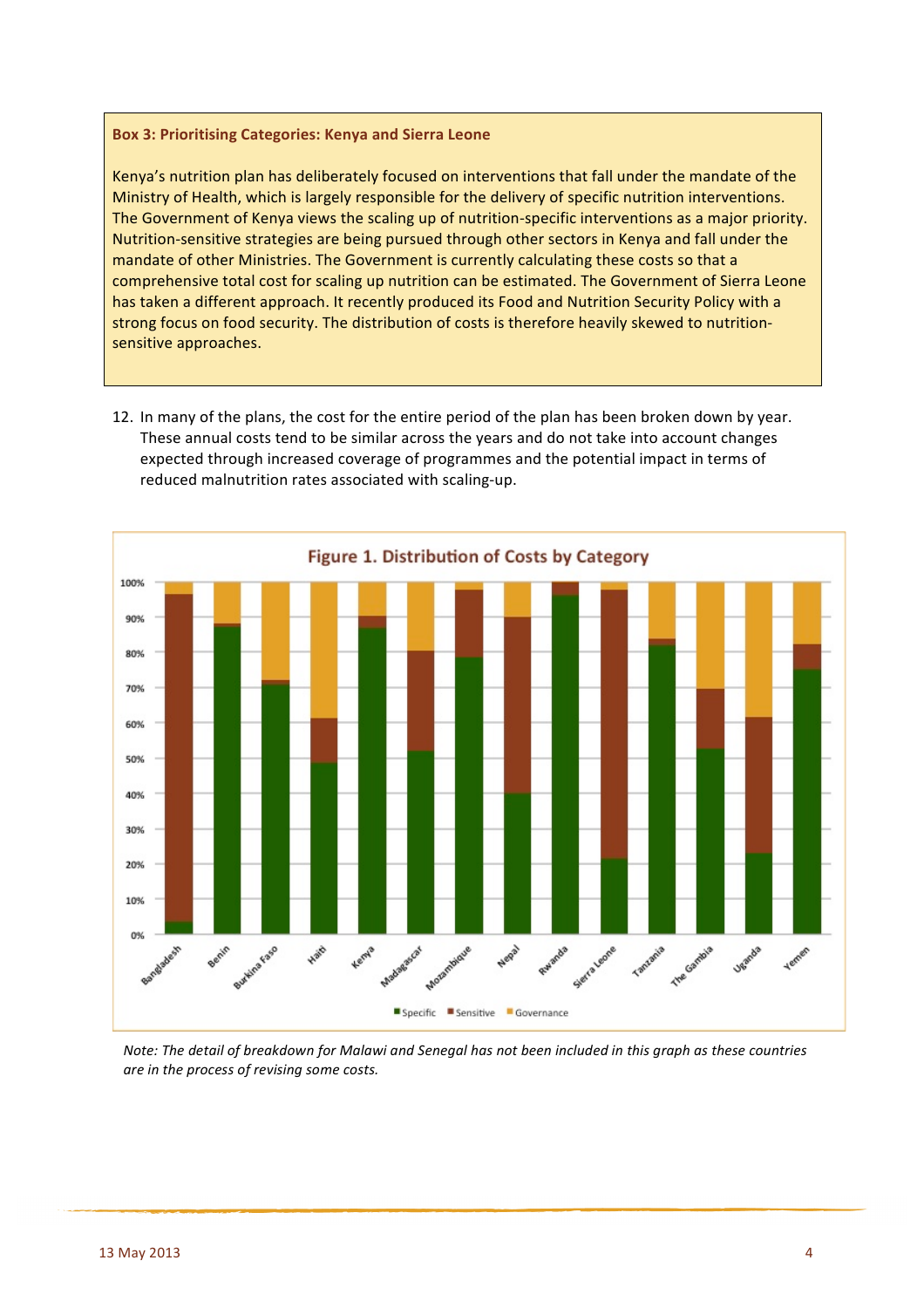**Box 3: Prioritising Categories: Kenya and Sierra Leone**

Kenya's nutrition plan has deliberately focused on interventions that fall under the mandate of the Ministry of Health, which is largely responsible for the delivery of specific nutrition interventions. The Government of Kenya views the scaling up of nutrition-specific interventions as a major priority. Nutrition-sensitive strategies are being pursued through other sectors in Kenya and fall under the mandate of other Ministries. The Government is currently calculating these costs so that a comprehensive total cost for scaling up nutrition can be estimated. The Government of Sierra Leone has taken a different approach. It recently produced its Food and Nutrition Security Policy with a strong focus on food security. The distribution of costs is therefore heavily skewed to nutrition-sensitive approaches.

12. In many of the plans, the cost for the entire period of the plan has been broken down by year. These annual costs tend to be similar across the years and do not take into account changes expected through increased coverage of programmes and the potential impact in terms of reduced malnutrition rates associated with scaling-up.

**Figure 1. Distribution of Costs by Category**

*Note: The detail of breakdown for Malawi and Senegal has not been included in this graph as these countries are in the process of revising some costs.*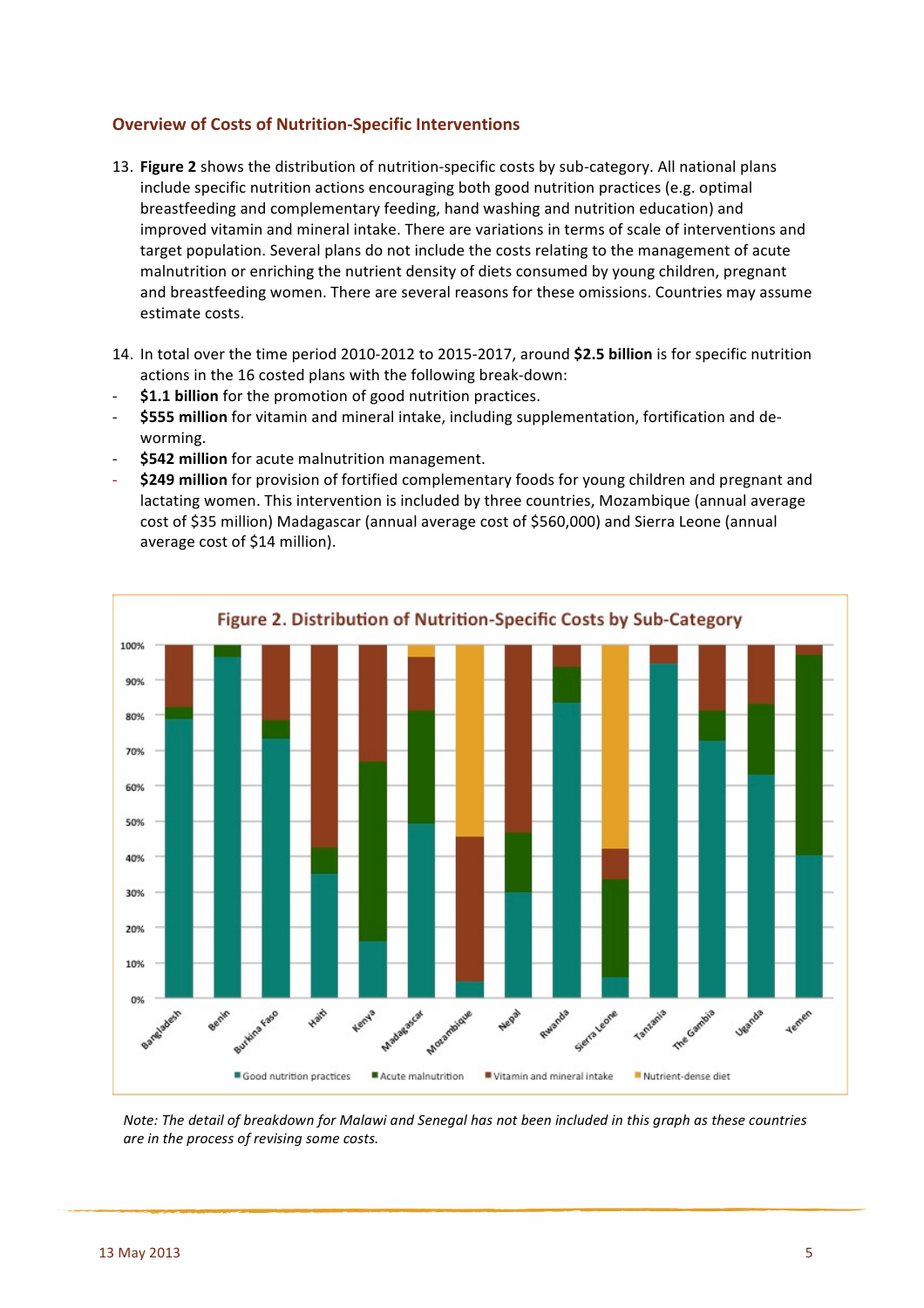## Overview of Costs of Nutrition-Specific Interventions

13. **Figure 2** shows the distribution of nutrition-specific costs by sub-category. All national plans include specific nutrition actions encouraging both good nutrition practices (e.g. optimal breastfeeding and complementary feeding, hand washing and nutrition education) and improved vitamin and mineral intake. There are variations in terms of scale of interventions and target population. Several plans do not include the costs relating to the management of acute malnutrition or enriching the nutrient density of diets consumed by young children, pregnant and breastfeeding women. There are several reasons for these omissions. Countries may assume estimate costs.

14. In total over the time period 2010-2012 to 2015-2017, around **$2.5 billion** is for specific nutrition actions in the 16 costed plans with the following break-down:

- **$1.1 billion** for the promotion of good nutrition practices.
- **$555 million** for vitamin and mineral intake, including supplementation, fortification and de-worming.
- **$542 million** for acute malnutrition management.
- **$249 million** for provision of fortified complementary foods for young children and pregnant and lactating women. This intervention is included by three countries, Mozambique (annual average cost of $35 million) Madagascar (annual average cost of $560,000) and Sierra Leone (annual average cost of $14 million).

**Figure 2. Distribution of Nutrition-Specific Costs by Sub-Category**

*Note: The detail of breakdown for Malawi and Senegal has not been included in this graph as these countries are in the process of revising some costs.*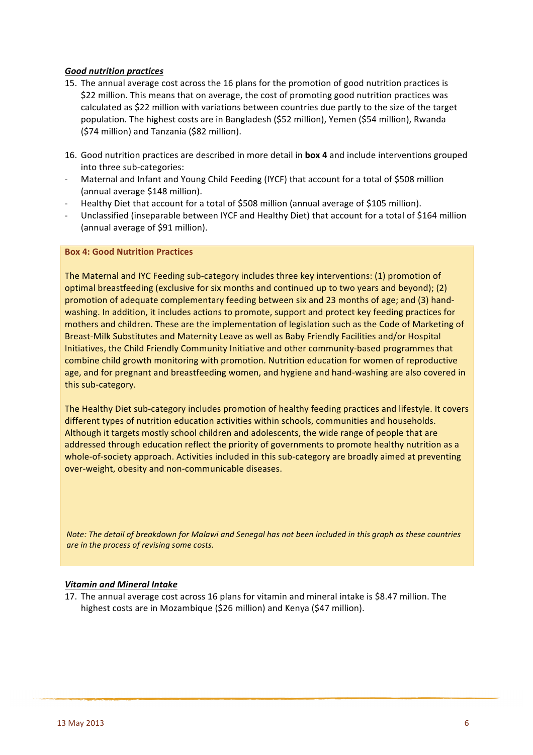***Good nutrition practices***

15. The annual average cost across the 16 plans for the promotion of good nutrition practices is $22 million. This means that on average, the cost of promoting good nutrition practices was calculated as $22 million with variations between countries due partly to the size of the target population. The highest costs are in Bangladesh ($52 million), Yemen ($54 million), Rwanda ($74 million) and Tanzania ($82 million).

16. Good nutrition practices are described in more detail in **box 4** and include interventions grouped into three sub-categories:

- Maternal and Infant and Young Child Feeding (IYCF) that account for a total of $508 million (annual average $148 million).
- Healthy Diet that account for a total of $508 million (annual average of $105 million).
- Unclassified (inseparable between IYCF and Healthy Diet) that account for a total of $164 million (annual average of $91 million).

**Box 4: Good Nutrition Practices**

The Maternal and IYC Feeding sub-category includes three key interventions: (1) promotion of optimal breastfeeding (exclusive for six months and continued up to two years and beyond); (2) promotion of adequate complementary feeding between six and 23 months of age; and (3) hand-washing. In addition, it includes actions to promote, support and protect key feeding practices for mothers and children. These are the implementation of legislation such as the Code of Marketing of Breast-Milk Substitutes and Maternity Leave as well as Baby Friendly Facilities and/or Hospital Initiatives, the Child Friendly Community Initiative and other community-based programmes that combine child growth monitoring with promotion. Nutrition education for women of reproductive age, and for pregnant and breastfeeding women, and hygiene and hand-washing are also covered in this sub-category.

The Healthy Diet sub-category includes promotion of healthy feeding practices and lifestyle. It covers different types of nutrition education activities within schools, communities and households. Although it targets mostly school children and adolescents, the wide range of people that are addressed through education reflect the priority of governments to promote healthy nutrition as a whole-of-society approach. Activities included in this sub-category are broadly aimed at preventing over-weight, obesity and non-communicable diseases.

*Note: The detail of breakdown for Malawi and Senegal has not been included in this graph as these countries are in the process of revising some costs.*

***Vitamin and Mineral Intake***

17. The annual average cost across 16 plans for vitamin and mineral intake is $8.47 million. The highest costs are in Mozambique ($26 million) and Kenya ($47 million).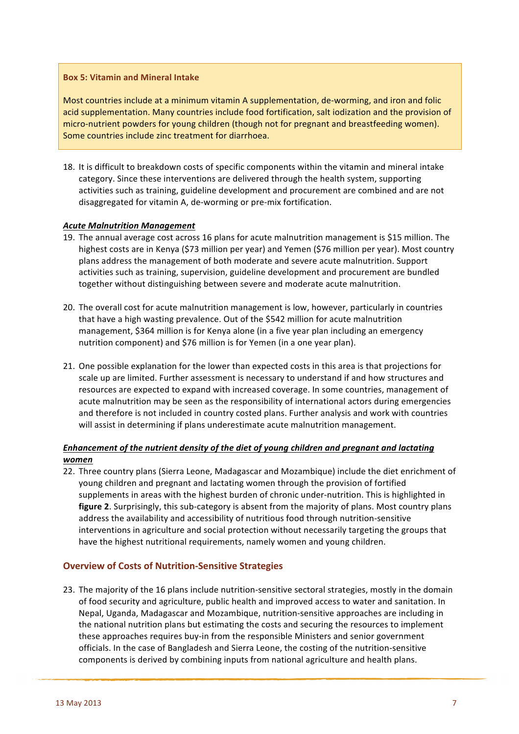**Box 5: Vitamin and Mineral Intake**

Most countries include at a minimum vitamin A supplementation, de-worming, and iron and folic acid supplementation. Many countries include food fortification, salt iodization and the provision of micro-nutrient powders for young children (though not for pregnant and breastfeeding women). Some countries include zinc treatment for diarrhoea.

18. It is difficult to breakdown costs of specific components within the vitamin and mineral intake category. Since these interventions are delivered through the health system, supporting activities such as training, guideline development and procurement are combined and are not disaggregated for vitamin A, de-worming or pre-mix fortification.

***Acute Malnutrition Management***

19. The annual average cost across 16 plans for acute malnutrition management is $15 million. The highest costs are in Kenya ($73 million per year) and Yemen ($76 million per year). Most country plans address the management of both moderate and severe acute malnutrition. Support activities such as training, supervision, guideline development and procurement are bundled together without distinguishing between severe and moderate acute malnutrition.

20. The overall cost for acute malnutrition management is low, however, particularly in countries that have a high wasting prevalence. Out of the $542 million for acute malnutrition management, $364 million is for Kenya alone (in a five year plan including an emergency nutrition component) and $76 million is for Yemen (in a one year plan).

21. One possible explanation for the lower than expected costs in this area is that projections for scale up are limited. Further assessment is necessary to understand if and how structures and resources are expected to expand with increased coverage. In some countries, management of acute malnutrition may be seen as the responsibility of international actors during emergencies and therefore is not included in country costed plans. Further analysis and work with countries will assist in determining if plans underestimate acute malnutrition management.

***Enhancement of the nutrient density of the diet of young children and pregnant and lactating women***

22. Three country plans (Sierra Leone, Madagascar and Mozambique) include the diet enrichment of young children and pregnant and lactating women through the provision of fortified supplements in areas with the highest burden of chronic under-nutrition. This is highlighted in **figure 2**. Surprisingly, this sub-category is absent from the majority of plans. Most country plans address the availability and accessibility of nutritious food through nutrition-sensitive interventions in agriculture and social protection without necessarily targeting the groups that have the highest nutritional requirements, namely women and young children.

## Overview of Costs of Nutrition-Sensitive Strategies

23. The majority of the 16 plans include nutrition-sensitive sectoral strategies, mostly in the domain of food security and agriculture, public health and improved access to water and sanitation. In Nepal, Uganda, Madagascar and Mozambique, nutrition-sensitive approaches are including in the national nutrition plans but estimating the costs and securing the resources to implement these approaches requires buy-in from the responsible Ministers and senior government officials. In the case of Bangladesh and Sierra Leone, the costing of the nutrition-sensitive components is derived by combining inputs from national agriculture and health plans.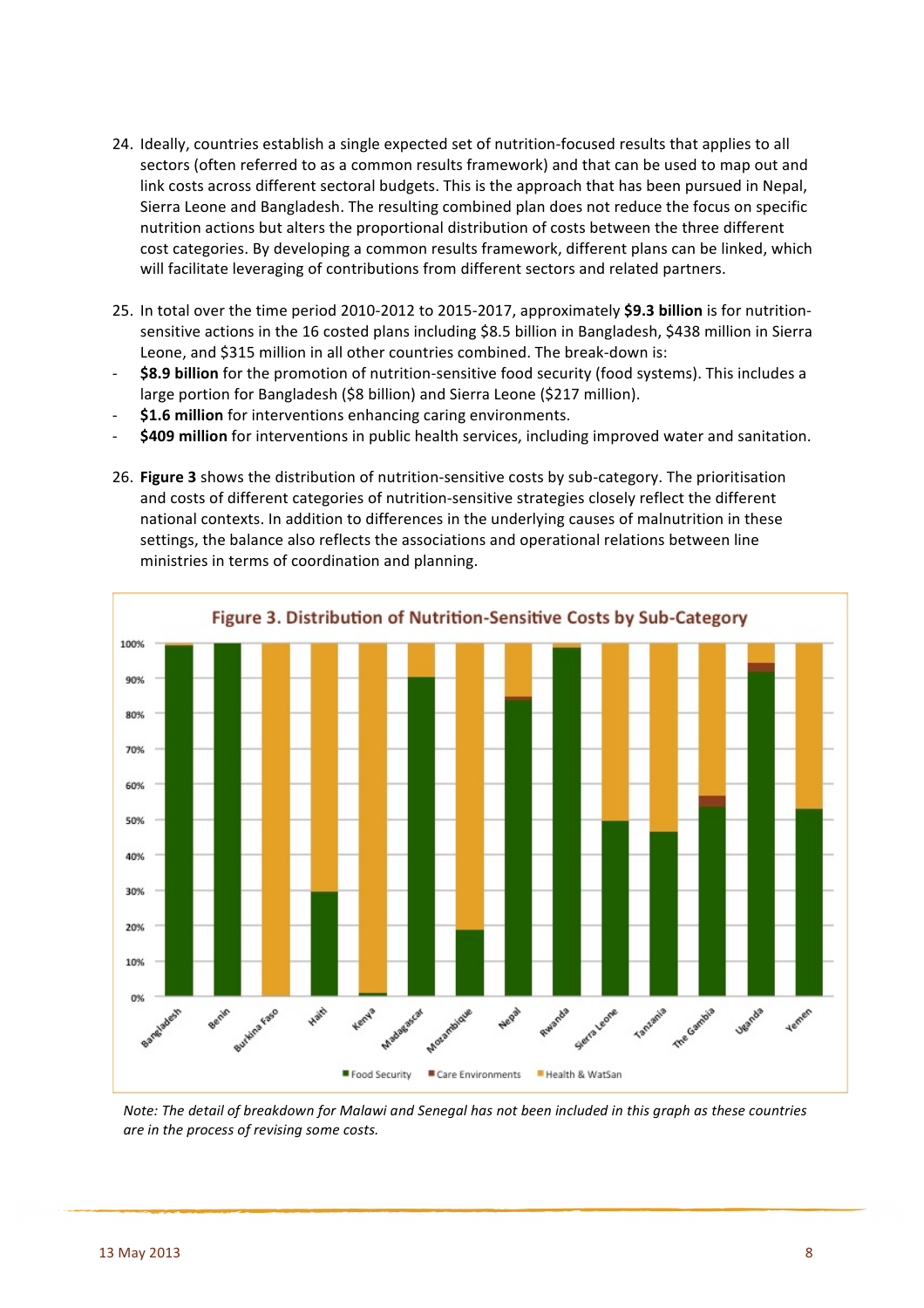24. Ideally, countries establish a single expected set of nutrition-focused results that applies to all sectors (often referred to as a common results framework) and that can be used to map out and link costs across different sectoral budgets. This is the approach that has been pursued in Nepal, Sierra Leone and Bangladesh. The resulting combined plan does not reduce the focus on specific nutrition actions but alters the proportional distribution of costs between the three different cost categories. By developing a common results framework, different plans can be linked, which will facilitate leveraging of contributions from different sectors and related partners.

25. In total over the time period 2010-2012 to 2015-2017, approximately **$9.3 billion** is for nutrition-sensitive actions in the 16 costed plans including $8.5 billion in Bangladesh, $438 million in Sierra Leone, and $315 million in all other countries combined. The break-down is:

- **$8.9 billion** for the promotion of nutrition-sensitive food security (food systems). This includes a large portion for Bangladesh ($8 billion) and Sierra Leone ($217 million).
- **$1.6 million** for interventions enhancing caring environments.
- **$409 million** for interventions in public health services, including improved water and sanitation.

26. **Figure 3** shows the distribution of nutrition-sensitive costs by sub-category. The prioritisation and costs of different categories of nutrition-sensitive strategies closely reflect the different national contexts. In addition to differences in the underlying causes of malnutrition in these settings, the balance also reflects the associations and operational relations between line ministries in terms of coordination and planning.

**Figure 3. Distribution of Nutrition-Sensitive Costs by Sub-Category**

*Note: The detail of breakdown for Malawi and Senegal has not been included in this graph as these countries are in the process of revising some costs.*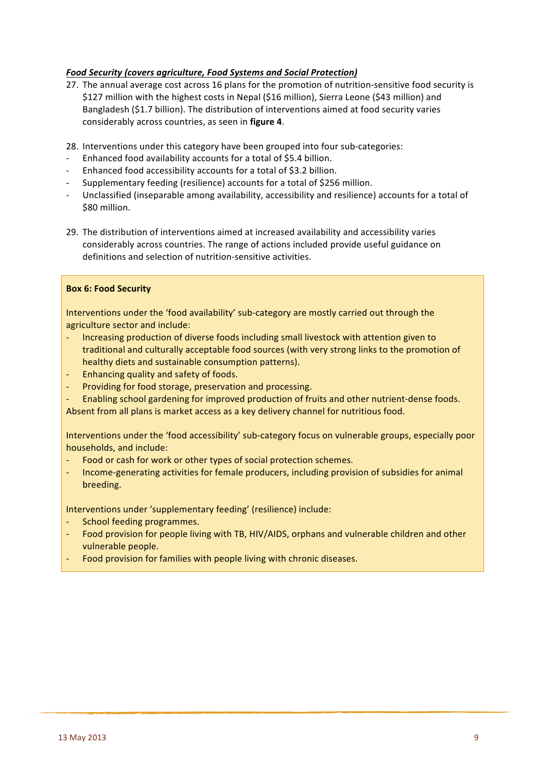***Food Security (covers agriculture, Food Systems and Social Protection)***

27. The annual average cost across 16 plans for the promotion of nutrition-sensitive food security is \$127 million with the highest costs in Nepal (\$16 million), Sierra Leone (\$43 million) and Bangladesh (\$1.7 billion). The distribution of interventions aimed at food security varies considerably across countries, as seen in **figure 4**.

28. Interventions under this category have been grouped into four sub-categories:
- Enhanced food availability accounts for a total of \$5.4 billion.
- Enhanced food accessibility accounts for a total of \$3.2 billion.
- Supplementary feeding (resilience) accounts for a total of \$256 million.
- Unclassified (inseparable among availability, accessibility and resilience) accounts for a total of \$80 million.

29. The distribution of interventions aimed at increased availability and accessibility varies considerably across countries. The range of actions included provide useful guidance on definitions and selection of nutrition-sensitive activities.

**Box 6: Food Security**

Interventions under the 'food availability' sub-category are mostly carried out through the agriculture sector and include:
- Increasing production of diverse foods including small livestock with attention given to traditional and culturally acceptable food sources (with very strong links to the promotion of healthy diets and sustainable consumption patterns).
- Enhancing quality and safety of foods.
- Providing for food storage, preservation and processing.
- Enabling school gardening for improved production of fruits and other nutrient-dense foods.

Absent from all plans is market access as a key delivery channel for nutritious food.

Interventions under the 'food accessibility' sub-category focus on vulnerable groups, especially poor households, and include:
- Food or cash for work or other types of social protection schemes.
- Income-generating activities for female producers, including provision of subsidies for animal breeding.

Interventions under 'supplementary feeding' (resilience) include:
- School feeding programmes.
- Food provision for people living with TB, HIV/AIDS, orphans and vulnerable children and other vulnerable people.
- Food provision for families with people living with chronic diseases.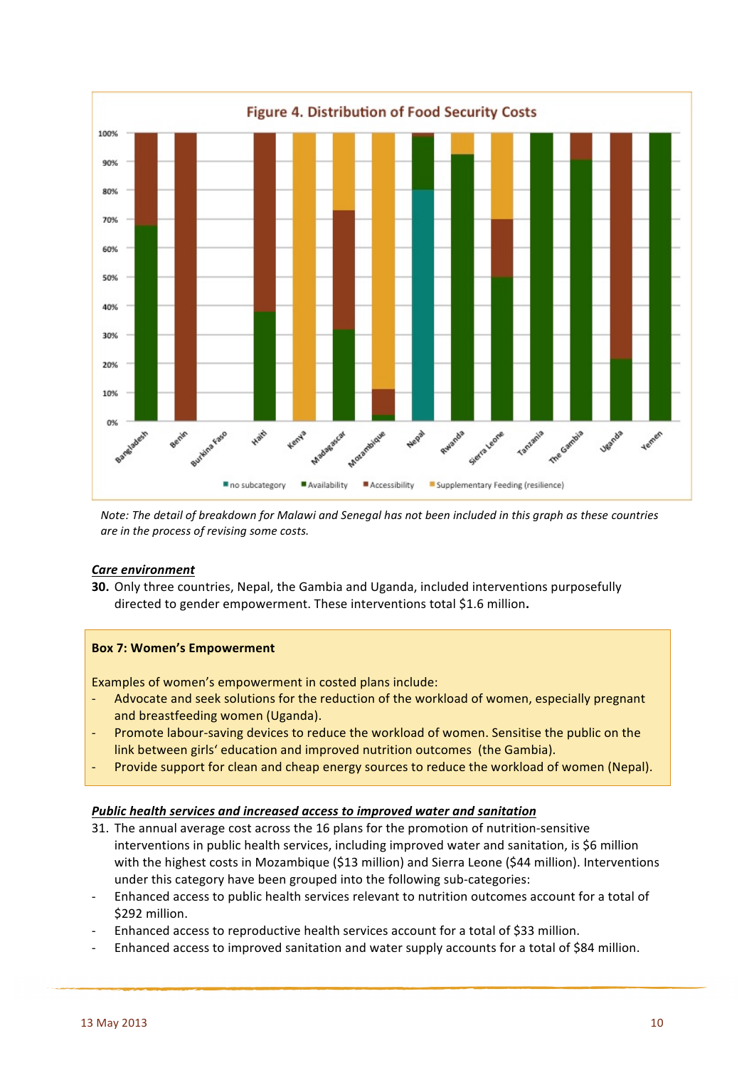Figure 4. Distribution of Food Security Costs

*Note: The detail of breakdown for Malawi and Senegal has not been included in this graph as these countries are in the process of revising some costs.*

***Care environment***

**30.** Only three countries, Nepal, the Gambia and Uganda, included interventions purposefully directed to gender empowerment. These interventions total $1.6 million**.**

> **Box 7: Women's Empowerment**
>
> Examples of women's empowerment in costed plans include:
>
> - Advocate and seek solutions for the reduction of the workload of women, especially pregnant and breastfeeding women (Uganda).
> - Promote labour-saving devices to reduce the workload of women. Sensitise the public on the link between girls' education and improved nutrition outcomes (the Gambia).
> - Provide support for clean and cheap energy sources to reduce the workload of women (Nepal).

***Public health services and increased access to improved water and sanitation***

31. The annual average cost across the 16 plans for the promotion of nutrition-sensitive interventions in public health services, including improved water and sanitation, is $6 million with the highest costs in Mozambique ($13 million) and Sierra Leone ($44 million). Interventions under this category have been grouped into the following sub-categories:

- Enhanced access to public health services relevant to nutrition outcomes account for a total of $292 million.
- Enhanced access to reproductive health services account for a total of $33 million.
- Enhanced access to improved sanitation and water supply accounts for a total of $84 million.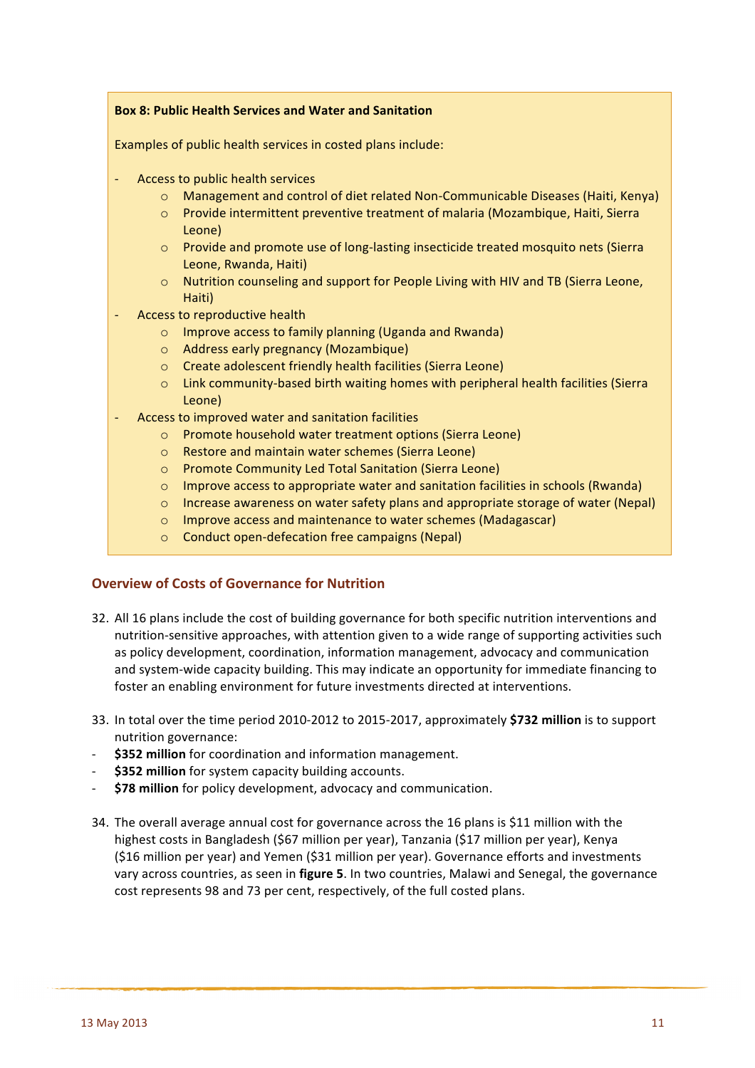**Box 8: Public Health Services and Water and Sanitation**

Examples of public health services in costed plans include:

- Access to public health services
    - Management and control of diet related Non-Communicable Diseases (Haiti, Kenya)
    - Provide intermittent preventive treatment of malaria (Mozambique, Haiti, Sierra Leone)
    - Provide and promote use of long-lasting insecticide treated mosquito nets (Sierra Leone, Rwanda, Haiti)
    - Nutrition counseling and support for People Living with HIV and TB (Sierra Leone, Haiti)
- Access to reproductive health
    - Improve access to family planning (Uganda and Rwanda)
    - Address early pregnancy (Mozambique)
    - Create adolescent friendly health facilities (Sierra Leone)
    - Link community-based birth waiting homes with peripheral health facilities (Sierra Leone)
- Access to improved water and sanitation facilities
    - Promote household water treatment options (Sierra Leone)
    - Restore and maintain water schemes (Sierra Leone)
    - Promote Community Led Total Sanitation (Sierra Leone)
    - Improve access to appropriate water and sanitation facilities in schools (Rwanda)
    - Increase awareness on water safety plans and appropriate storage of water (Nepal)
    - Improve access and maintenance to water schemes (Madagascar)
    - Conduct open-defecation free campaigns (Nepal)

## Overview of Costs of Governance for Nutrition

32. All 16 plans include the cost of building governance for both specific nutrition interventions and nutrition-sensitive approaches, with attention given to a wide range of supporting activities such as policy development, coordination, information management, advocacy and communication and system-wide capacity building. This may indicate an opportunity for immediate financing to foster an enabling environment for future investments directed at interventions.

33. In total over the time period 2010-2012 to 2015-2017, approximately **$732 million** is to support nutrition governance:

- **$352 million** for coordination and information management.
- **$352 million** for system capacity building accounts.
- **$78 million** for policy development, advocacy and communication.

34. The overall average annual cost for governance across the 16 plans is $11 million with the highest costs in Bangladesh ($67 million per year), Tanzania ($17 million per year), Kenya ($16 million per year) and Yemen ($31 million per year). Governance efforts and investments vary across countries, as seen in **figure 5**. In two countries, Malawi and Senegal, the governance cost represents 98 and 73 per cent, respectively, of the full costed plans.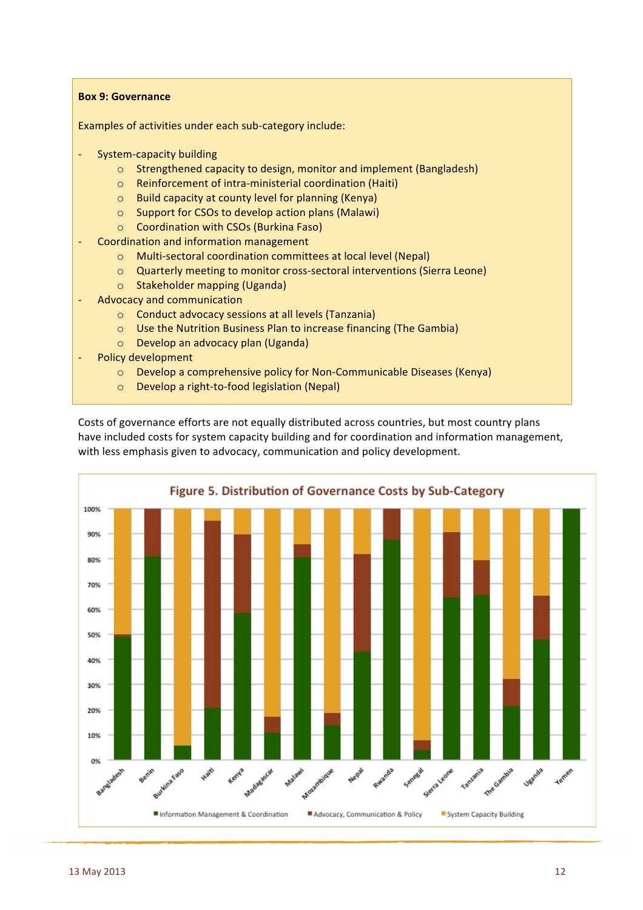**Box 9: Governance**

Examples of activities under each sub-category include:

- System-capacity building
  - Strengthened capacity to design, monitor and implement (Bangladesh)
  - Reinforcement of intra-ministerial coordination (Haiti)
  - Build capacity at county level for planning (Kenya)
  - Support for CSOs to develop action plans (Malawi)
  - Coordination with CSOs (Burkina Faso)
- Coordination and information management
  - Multi-sectoral coordination committees at local level (Nepal)
  - Quarterly meeting to monitor cross-sectoral interventions (Sierra Leone)
  - Stakeholder mapping (Uganda)
- Advocacy and communication
  - Conduct advocacy sessions at all levels (Tanzania)
  - Use the Nutrition Business Plan to increase financing (The Gambia)
  - Develop an advocacy plan (Uganda)
- Policy development
  - Develop a comprehensive policy for Non-Communicable Diseases (Kenya)
  - Develop a right-to-food legislation (Nepal)

Costs of governance efforts are not equally distributed across countries, but most country plans have included costs for system capacity building and for coordination and information management, with less emphasis given to advocacy, communication and policy development.

**Figure 5. Distribution of Governance Costs by Sub-Category**

Legend: Information Management & Coordination; Advocacy, Communication & Policy; System Capacity Building

Countries: Bangladesh, Benin, Burkina Faso, Haiti, Kenya, Madagascar, Malawi, Mozambique, Nepal, Rwanda, Senegal, Sierra Leone, Tanzania, The Gambia, Uganda, Yemen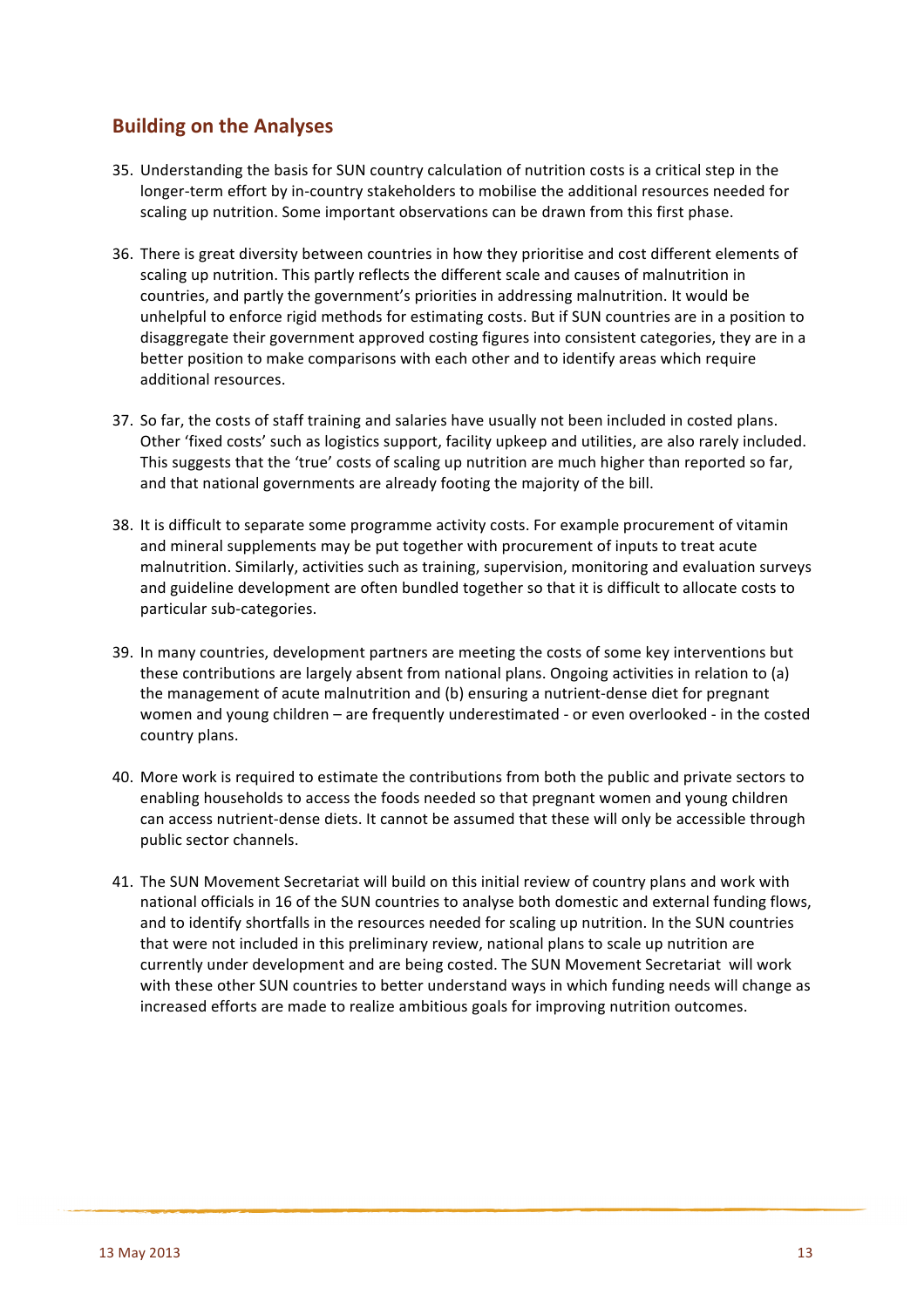## Building on the Analyses

35. Understanding the basis for SUN country calculation of nutrition costs is a critical step in the longer-term effort by in-country stakeholders to mobilise the additional resources needed for scaling up nutrition. Some important observations can be drawn from this first phase.

36. There is great diversity between countries in how they prioritise and cost different elements of scaling up nutrition. This partly reflects the different scale and causes of malnutrition in countries, and partly the government's priorities in addressing malnutrition. It would be unhelpful to enforce rigid methods for estimating costs. But if SUN countries are in a position to disaggregate their government approved costing figures into consistent categories, they are in a better position to make comparisons with each other and to identify areas which require additional resources.

37. So far, the costs of staff training and salaries have usually not been included in costed plans. Other 'fixed costs' such as logistics support, facility upkeep and utilities, are also rarely included. This suggests that the 'true' costs of scaling up nutrition are much higher than reported so far, and that national governments are already footing the majority of the bill.

38. It is difficult to separate some programme activity costs. For example procurement of vitamin and mineral supplements may be put together with procurement of inputs to treat acute malnutrition. Similarly, activities such as training, supervision, monitoring and evaluation surveys and guideline development are often bundled together so that it is difficult to allocate costs to particular sub-categories.

39. In many countries, development partners are meeting the costs of some key interventions but these contributions are largely absent from national plans. Ongoing activities in relation to (a) the management of acute malnutrition and (b) ensuring a nutrient-dense diet for pregnant women and young children – are frequently underestimated - or even overlooked - in the costed country plans.

40. More work is required to estimate the contributions from both the public and private sectors to enabling households to access the foods needed so that pregnant women and young children can access nutrient-dense diets. It cannot be assumed that these will only be accessible through public sector channels.

41. The SUN Movement Secretariat will build on this initial review of country plans and work with national officials in 16 of the SUN countries to analyse both domestic and external funding flows, and to identify shortfalls in the resources needed for scaling up nutrition. In the SUN countries that were not included in this preliminary review, national plans to scale up nutrition are currently under development and are being costed. The SUN Movement Secretariat will work with these other SUN countries to better understand ways in which funding needs will change as increased efforts are made to realize ambitious goals for improving nutrition outcomes.